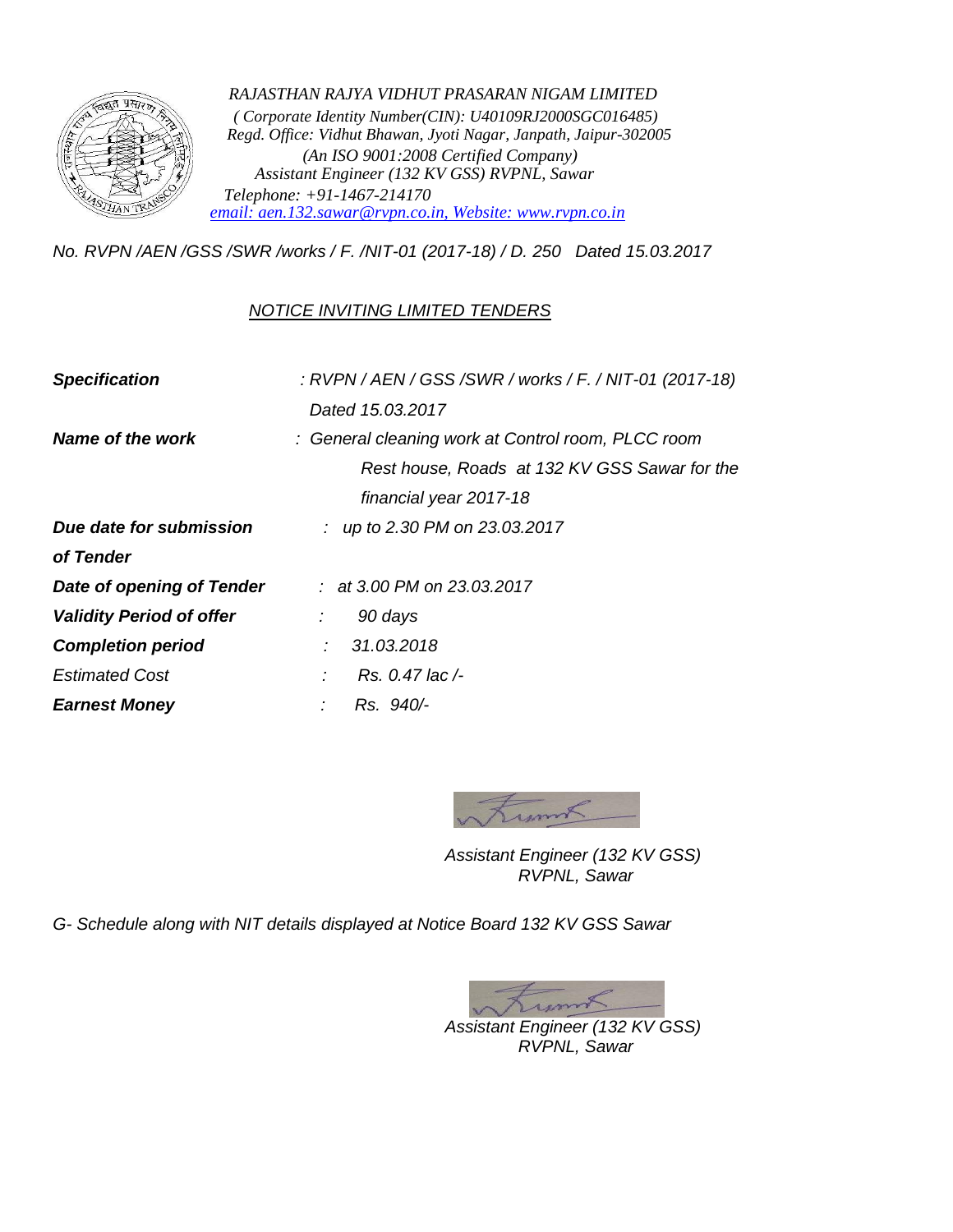*RAJASTHAN RAJYA VIDHUT PRASARAN NIGAM LIMITED*
*( Corporate Identity Number(CIN): U40109RJ2000SGC016485)*
*Regd. Office: Vidhut Bhawan, Jyoti Nagar, Janpath, Jaipur-302005*
*(An ISO 9001:2008 Certified Company)*
*Assistant Engineer (132 KV GSS) RVPNL, Sawar*
*Telephone: +91-1467-214170*
*email: aen.132.sawar@rvpn.co.in, Website: www.rvpn.co.in*

*No. RVPN /AEN /GSS /SWR /works / F. /NIT-01 (2017-18) / D. 250   Dated 15.03.2017*

## *NOTICE INVITING LIMITED TENDERS*

| | | |
|---|---|---|
| ***Specification*** | : | *RVPN / AEN / GSS /SWR / works / F. / NIT-01 (2017-18) Dated 15.03.2017* |
| ***Name of the work*** | : | *General cleaning work at Control room, PLCC room Rest house, Roads at 132 KV GSS Sawar for the financial year 2017-18* |
| ***Due date for submission of Tender*** | : | *up to 2.30 PM on 23.03.2017* |
| ***Date of opening of Tender*** | : | *at 3.00 PM on 23.03.2017* |
| ***Validity Period of offer*** | : | *90 days* |
| ***Completion period*** | : | *31.03.2018* |
| *Estimated Cost* | : | *Rs. 0.47 lac /-* |
| ***Earnest Money*** | : | *Rs. 940/-* |

*Assistant Engineer (132 KV GSS)*
*RVPNL, Sawar*

*G- Schedule along with NIT details displayed at Notice Board 132 KV GSS Sawar*

*Assistant Engineer (132 KV GSS)*
*RVPNL, Sawar*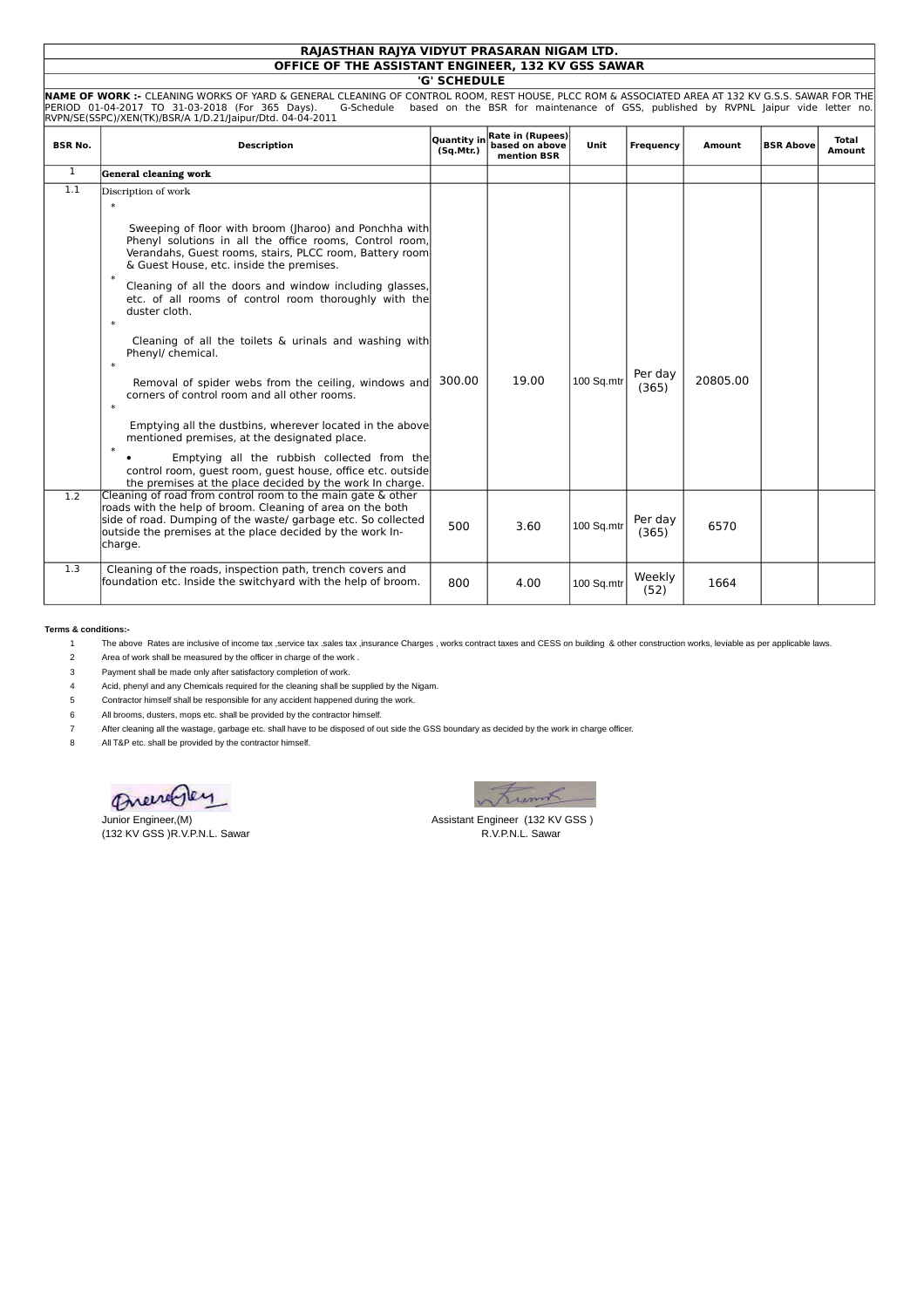# RAJASTHAN RAJYA VIDYUT PRASARAN NIGAM LTD.

## OFFICE OF THE ASSISTANT ENGINEER, 132 KV GSS SAWAR

### 'G' SCHEDULE

**NAME OF WORK :-** CLEANING WORKS OF YARD & GENERAL CLEANING OF CONTROL ROOM, REST HOUSE, PLCC ROM & ASSOCIATED AREA AT 132 KV G.S.S. SAWAR FOR THE PERIOD 01-04-2017 TO 31-03-2018 (For 365 Days). G-Schedule based on the BSR for maintenance of GSS, published by RVPNL Jaipur vide letter no. RVPN/SE(SSPC)/XEN(TK)/BSR/A 1/D.21/Jaipur/Dtd. 04-04-2011

| BSR No. | Description | Quantity in (Sq.Mtr.) | Rate in (Rupees) based on above mention BSR | Unit | Frequency | Amount | BSR Above | Total Amount |
|---|---|---|---|---|---|---|---|---|
| 1 | **General cleaning work** | | | | | | | |
| 1.1 | Discription of work<br>* Sweeping of floor with broom (Jharoo) and Ponchha with Phenyl solutions in all the office rooms, Control room, Verandahs, Guest rooms, stairs, PLCC room, Battery room & Guest House, etc. inside the premises.<br>* Cleaning of all the doors and window including glasses, etc. of all rooms of control room thoroughly with the duster cloth.<br>* Cleaning of all the toilets & urinals and washing with Phenyl/ chemical.<br>* Removal of spider webs from the ceiling, windows and corners of control room and all other rooms.<br>* Emptying all the dustbins, wherever located in the above mentioned premises, at the designated place.<br>* • Emptying all the rubbish collected from the control room, guest room, guest house, office etc. outside the premises at the place decided by the work In charge. | 300.00 | 19.00 | 100 Sq.mtr | Per day (365) | 20805.00 | | |
| 1.2 | Cleaning of road from control room to the main gate & other roads with the help of broom. Cleaning of area on the both side of road. Dumping of the waste/ garbage etc. So collected outside the premises at the place decided by the work In-charge. | 500 | 3.60 | 100 Sq.mtr | Per day (365) | 6570 | | |
| 1.3 | Cleaning of the roads, inspection path, trench covers and foundation etc. Inside the switchyard with the help of broom. | 800 | 4.00 | 100 Sq.mtr | Weekly (52) | 1664 | | |

**Terms & conditions:-**

1. The above Rates are inclusive of income tax ,service tax .sales tax ,insurance Charges , works contract taxes and CESS on building & other construction works, leviable as per applicable laws.
2. Area of work shall be measured by the officer in charge of the work .
3. Payment shall be made only after satisfactory completion of work.
4. Acid, phenyl and any Chemicals required for the cleaning shall be supplied by the Nigam.
5. Contractor himself shall be responsible for any accident happened during the work.
6. All brooms, dusters, mops etc. shall be provided by the contractor himself.
7. After cleaning all the wastage, garbage etc. shall have to be disposed of out side the GSS boundary as decided by the work in charge officer.
8. All T&P etc. shall be provided by the contractor himself.

Junior Engineer,(M)
(132 KV GSS )R.V.P.N.L. Sawar

Assistant Engineer (132 KV GSS )
R.V.P.N.L. Sawar